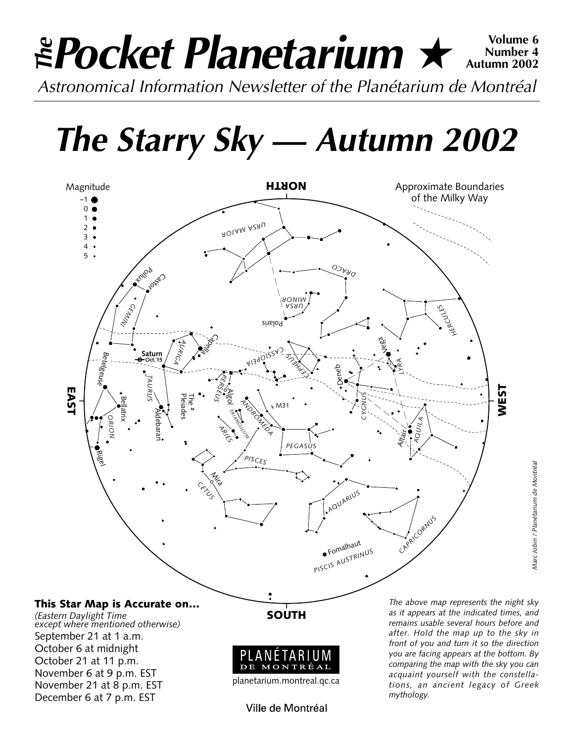# The Pocket Planetarium ★

**Volume 6**
**Number 4**
**Autumn 2002**

*Astronomical Information Newsletter of the Planétarium de Montréal*

# *The Starry Sky — Autumn 2002*

### This Star Map is Accurate on...

*(Eastern Daylight Time except where mentioned otherwise)*

September 21 at 1 a.m.
October 6 at midnight
October 21 at 11 p.m.
November 6 at 9 p.m. EST
November 21 at 8 p.m. EST
December 6 at 7 p.m. EST

*The above map represents the night sky as it appears at the indicated times, and remains usable several hours before and after. Hold the map up to the sky in front of you and turn it so the direction you are facing appears at the bottom. By comparing the map with the sky you can acquaint yourself with the constellations, an ancient legacy of Greek mythology.*

*Marc Jobin / Planétarium de Montréal*

PLANÉTARIUM DE MONTRÉAL

planetarium.montreal.qc.ca

Ville de Montréal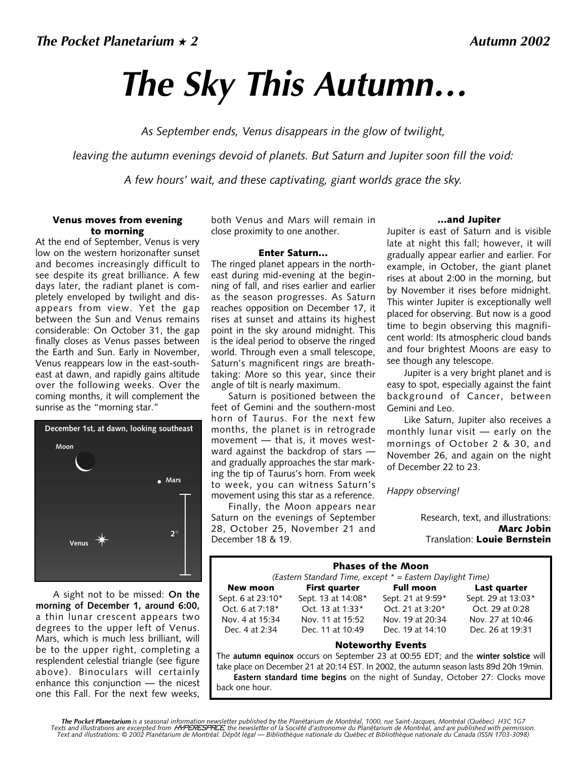# The Sky This Autumn…

*As September ends, Venus disappears in the glow of twilight,*

*leaving the autumn evenings devoid of planets. But Saturn and Jupiter soon fill the void:*

*A few hours' wait, and these captivating, giant worlds grace the sky.*

### Venus moves from evening to morning

At the end of September, Venus is very low on the western horizonafter sunset and becomes increasingly difficult to see despite its great brilliance. A few days later, the radiant planet is completely enveloped by twilight and disappears from view. Yet the gap between the Sun and Venus remains considerable: On October 31, the gap finally closes as Venus passes between the Earth and Sun. Early in November, Venus reappears low in the east-southeast at dawn, and rapidly gains altitude over the following weeks. Over the coming months, it will complement the sunrise as the "morning star."

December 1st, at dawn, looking southeast

Moon

Mars

2°

Venus

A sight not to be missed: **On the morning of December 1, around 6:00,** a thin lunar crescent appears two degrees to the upper left of Venus. Mars, which is much less brilliant, will be to the upper right, completing a resplendent celestial triangle (see figure above). Binoculars will certainly enhance this conjunction — the nicest one this Fall. For the next few weeks, both Venus and Mars will remain in close proximity to one another.

### Enter Saturn…

The ringed planet appears in the northeast during mid-evening at the beginning of fall, and rises earlier and earlier as the season progresses. As Saturn reaches opposition on December 17, it rises at sunset and attains its highest point in the sky around midnight. This is the ideal period to observe the ringed world. Through even a small telescope, Saturn's magnificent rings are breathtaking: More so this year, since their angle of tilt is nearly maximum.

Saturn is positioned between the feet of Gemini and the southern-most horn of Taurus. For the next few months, the planet is in retrograde movement — that is, it moves westward against the backdrop of stars — and gradually approaches the star marking the tip of Taurus's horn. From week to week, you can witness Saturn's movement using this star as a reference.

Finally, the Moon appears near Saturn on the evenings of September 28, October 25, November 21 and December 18 & 19.

### …and Jupiter

Jupiter is east of Saturn and is visible late at night this fall; however, it will gradually appear earlier and earlier. For example, in October, the giant planet rises at about 2:00 in the morning, but by November it rises before midnight. This winter Jupiter is exceptionally well placed for observing. But now is a good time to begin observing this magnificent world: Its atmospheric cloud bands and four brightest Moons are easy to see though any telescope.

Jupiter is a very bright planet and is easy to spot, especially against the faint background of Cancer, between Gemini and Leo.

Like Saturn, Jupiter also receives a monthly lunar visit — early on the mornings of October 2 & 30, and November 26, and again on the night of December 22 to 23.

*Happy observing!*

Research, text, and illustrations: **Marc Jobin**
Translation: **Louie Bernstein**

### Phases of the Moon

*(Eastern Standard Time, except * = Eastern Daylight Time)*

| New moon | First quarter | Full moon | Last quarter |
|---|---|---|---|
| Sept. 6 at 23:10* | Sept. 13 at 14:08* | Sept. 21 at 9:59* | Sept. 29 at 13:03* |
| Oct. 6 at 7:18* | Oct. 13 at 1:33* | Oct. 21 at 3:20* | Oct. 29 at 0:28 |
| Nov. 4 at 15:34 | Nov. 11 at 15:52 | Nov. 19 at 20:34 | Nov. 27 at 10:46 |
| Dec. 4 at 2:34 | Dec. 11 at 10:49 | Dec. 19 at 14:10 | Dec. 26 at 19:31 |

### Noteworthy Events

The **autumn equinox** occurs on September 23 at 00:55 EDT; and the **winter solstice** will take place on December 21 at 20:14 EST. In 2002, the autumn season lasts 89d 20h 19min.

**Eastern standard time begins** on the night of Sunday, October 27: Clocks move back one hour.

***The Pocket Planetarium*** *is a seasonal information newsletter published by the Planétarium de Montréal, 1000, rue Saint-Jacques, Montréal (Québec) H3C 1G7*
*Texts and illustrations are excerpted from HYPERESPACE, the newsletter of la Société d'astronomie du Planétarium de Montréal, and are published with permission.*
*Text and illustrations: © 2002 Planétarium de Montréal. Dépôt légal — Bibliothèque nationale du Québec et Bibliothèque nationale du Canada (ISSN 1703-3098)*